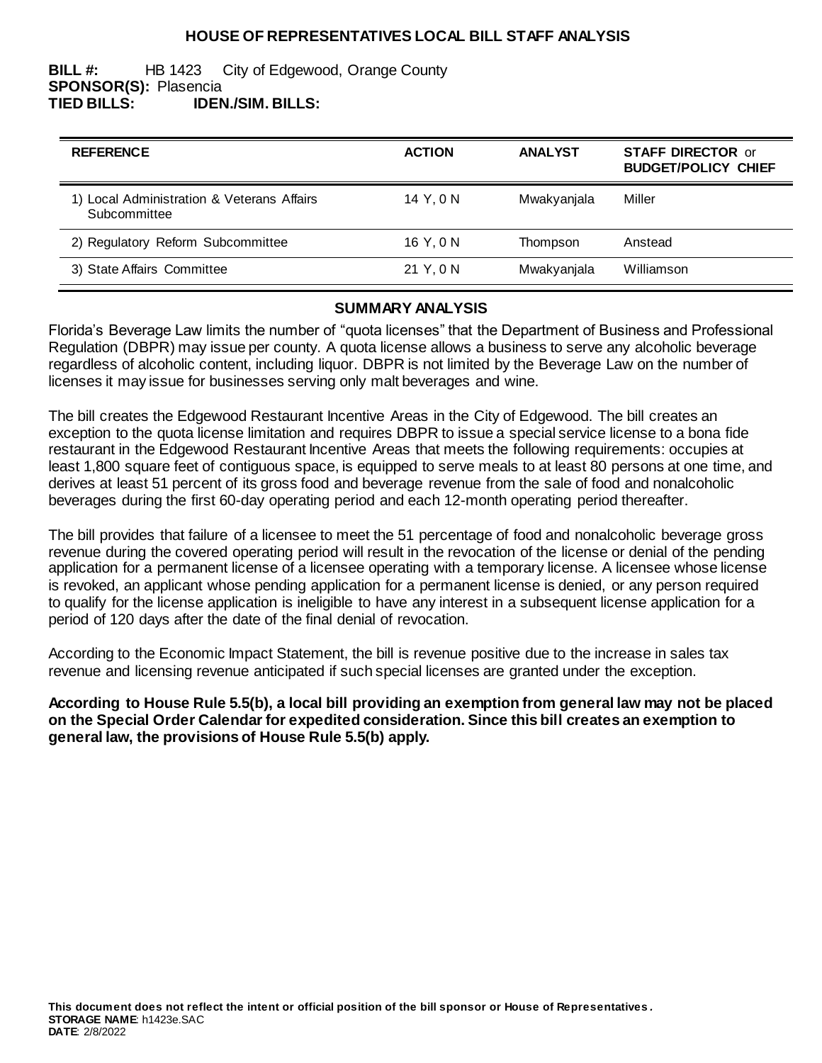# HOUSE OF REPRESENTATIVES LOCAL BILL STAFF ANALYSIS

**BILL #:** HB 1423 City of Edgewood, Orange County
**SPONSOR(S):** Plasencia
**TIED BILLS:** **IDEN./SIM. BILLS:**

| REFERENCE | ACTION | ANALYST | STAFF DIRECTOR or BUDGET/POLICY CHIEF |
|---|---|---|---|
| 1) Local Administration & Veterans Affairs Subcommittee | 14 Y, 0 N | Mwakyanjala | Miller |
| 2) Regulatory Reform Subcommittee | 16 Y, 0 N | Thompson | Anstead |
| 3) State Affairs Committee | 21 Y, 0 N | Mwakyanjala | Williamson |

## SUMMARY ANALYSIS

Florida's Beverage Law limits the number of "quota licenses" that the Department of Business and Professional Regulation (DBPR) may issue per county. A quota license allows a business to serve any alcoholic beverage regardless of alcoholic content, including liquor. DBPR is not limited by the Beverage Law on the number of licenses it may issue for businesses serving only malt beverages and wine.

The bill creates the Edgewood Restaurant Incentive Areas in the City of Edgewood. The bill creates an exception to the quota license limitation and requires DBPR to issue a special service license to a bona fide restaurant in the Edgewood Restaurant Incentive Areas that meets the following requirements: occupies at least 1,800 square feet of contiguous space, is equipped to serve meals to at least 80 persons at one time, and derives at least 51 percent of its gross food and beverage revenue from the sale of food and nonalcoholic beverages during the first 60-day operating period and each 12-month operating period thereafter.

The bill provides that failure of a licensee to meet the 51 percentage of food and nonalcoholic beverage gross revenue during the covered operating period will result in the revocation of the license or denial of the pending application for a permanent license of a licensee operating with a temporary license. A licensee whose license is revoked, an applicant whose pending application for a permanent license is denied, or any person required to qualify for the license application is ineligible to have any interest in a subsequent license application for a period of 120 days after the date of the final denial of revocation.

According to the Economic Impact Statement, the bill is revenue positive due to the increase in sales tax revenue and licensing revenue anticipated if such special licenses are granted under the exception.

**According to House Rule 5.5(b), a local bill providing an exemption from general law may not be placed on the Special Order Calendar for expedited consideration. Since this bill creates an exemption to general law, the provisions of House Rule 5.5(b) apply.**

**This document does not reflect the intent or official position of the bill sponsor or House of Representatives.**
**STORAGE NAME**: h1423e.SAC
**DATE**: 2/8/2022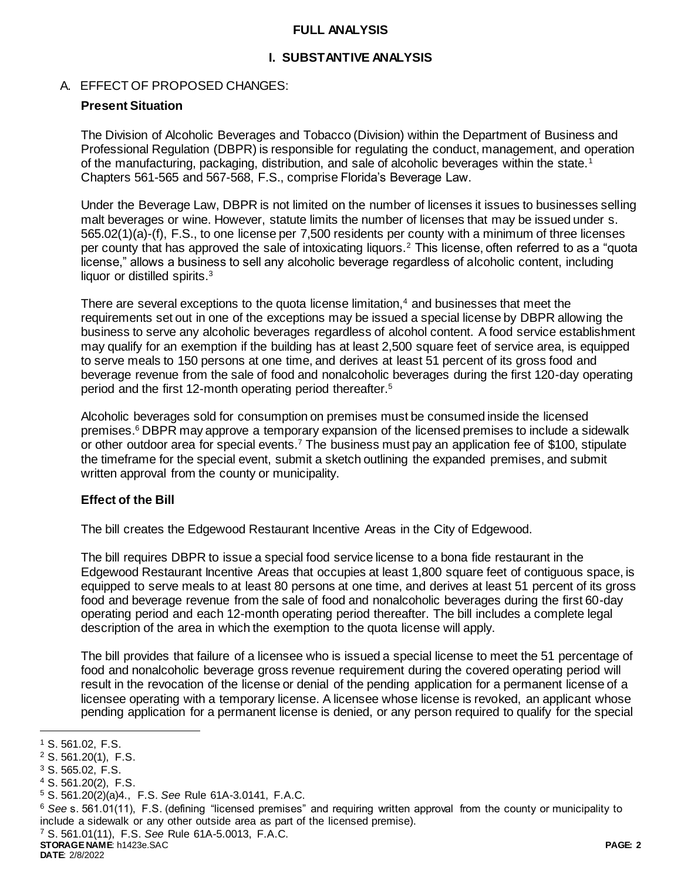# FULL ANALYSIS

## I. SUBSTANTIVE ANALYSIS

### A. EFFECT OF PROPOSED CHANGES:

**Present Situation**

The Division of Alcoholic Beverages and Tobacco (Division) within the Department of Business and Professional Regulation (DBPR) is responsible for regulating the conduct, management, and operation of the manufacturing, packaging, distribution, and sale of alcoholic beverages within the state.[1] Chapters 561-565 and 567-568, F.S., comprise Florida's Beverage Law.

Under the Beverage Law, DBPR is not limited on the number of licenses it issues to businesses selling malt beverages or wine. However, statute limits the number of licenses that may be issued under s. 565.02(1)(a)-(f), F.S., to one license per 7,500 residents per county with a minimum of three licenses per county that has approved the sale of intoxicating liquors.[2] This license, often referred to as a "quota license," allows a business to sell any alcoholic beverage regardless of alcoholic content, including liquor or distilled spirits.[3]

There are several exceptions to the quota license limitation,[4] and businesses that meet the requirements set out in one of the exceptions may be issued a special license by DBPR allowing the business to serve any alcoholic beverages regardless of alcohol content. A food service establishment may qualify for an exemption if the building has at least 2,500 square feet of service area, is equipped to serve meals to 150 persons at one time, and derives at least 51 percent of its gross food and beverage revenue from the sale of food and nonalcoholic beverages during the first 120-day operating period and the first 12-month operating period thereafter.[5]

Alcoholic beverages sold for consumption on premises must be consumed inside the licensed premises.[6] DBPR may approve a temporary expansion of the licensed premises to include a sidewalk or other outdoor area for special events.[7] The business must pay an application fee of $100, stipulate the timeframe for the special event, submit a sketch outlining the expanded premises, and submit written approval from the county or municipality.

**Effect of the Bill**

The bill creates the Edgewood Restaurant Incentive Areas in the City of Edgewood.

The bill requires DBPR to issue a special food service license to a bona fide restaurant in the Edgewood Restaurant Incentive Areas that occupies at least 1,800 square feet of contiguous space, is equipped to serve meals to at least 80 persons at one time, and derives at least 51 percent of its gross food and beverage revenue from the sale of food and nonalcoholic beverages during the first 60-day operating period and each 12-month operating period thereafter. The bill includes a complete legal description of the area in which the exemption to the quota license will apply.

The bill provides that failure of a licensee who is issued a special license to meet the 51 percentage of food and nonalcoholic beverage gross revenue requirement during the covered operating period will result in the revocation of the license or denial of the pending application for a permanent license of a licensee operating with a temporary license. A licensee whose license is revoked, an applicant whose pending application for a permanent license is denied, or any person required to qualify for the special

---

[1] S. 561.02, F.S.

[2] S. 561.20(1), F.S.

[3] S. 565.02, F.S.

[4] S. 561.20(2), F.S.

[5] S. 561.20(2)(a)4., F.S. *See* Rule 61A-3.0141, F.A.C.

[6] *See* s. 561.01(11), F.S. (defining "licensed premises" and requiring written approval from the county or municipality to include a sidewalk or any other outside area as part of the licensed premise).

[7] S. 561.01(11), F.S. *See* Rule 61A-5.0013, F.A.C.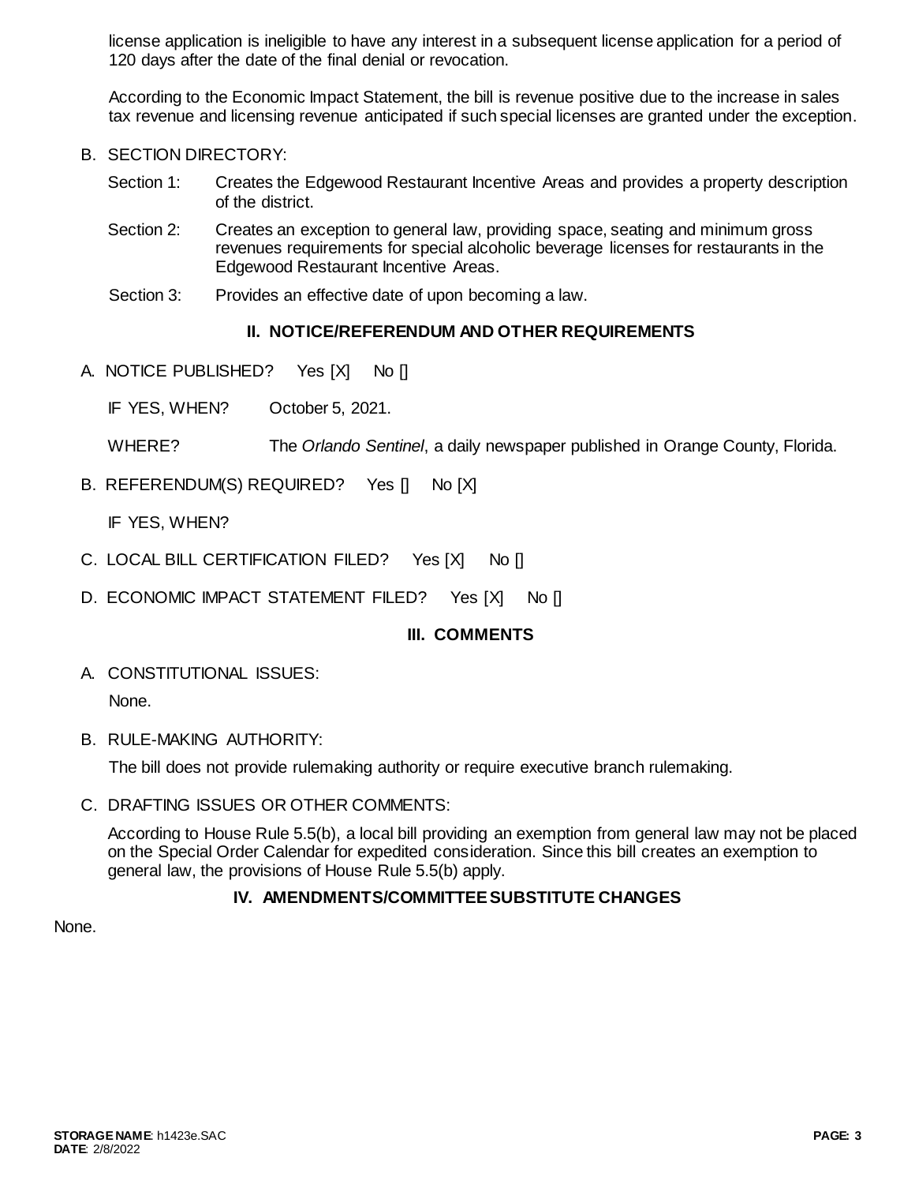license application is ineligible to have any interest in a subsequent license application for a period of 120 days after the date of the final denial or revocation.

According to the Economic Impact Statement, the bill is revenue positive due to the increase in sales tax revenue and licensing revenue anticipated if such special licenses are granted under the exception.

B. SECTION DIRECTORY:

Section 1: Creates the Edgewood Restaurant Incentive Areas and provides a property description of the district.

Section 2: Creates an exception to general law, providing space, seating and minimum gross revenues requirements for special alcoholic beverage licenses for restaurants in the Edgewood Restaurant Incentive Areas.

Section 3: Provides an effective date of upon becoming a law.

## II. NOTICE/REFERENDUM AND OTHER REQUIREMENTS

A. NOTICE PUBLISHED? Yes [X] No []

IF YES, WHEN? October 5, 2021.

WHERE? The *Orlando Sentinel*, a daily newspaper published in Orange County, Florida.

B. REFERENDUM(S) REQUIRED? Yes [] No [X]

IF YES, WHEN?

C. LOCAL BILL CERTIFICATION FILED? Yes [X] No []

D. ECONOMIC IMPACT STATEMENT FILED? Yes [X] No []

## III. COMMENTS

A. CONSTITUTIONAL ISSUES:

None.

B. RULE-MAKING AUTHORITY:

The bill does not provide rulemaking authority or require executive branch rulemaking.

C. DRAFTING ISSUES OR OTHER COMMENTS:

According to House Rule 5.5(b), a local bill providing an exemption from general law may not be placed on the Special Order Calendar for expedited consideration. Since this bill creates an exemption to general law, the provisions of House Rule 5.5(b) apply.

## IV. AMENDMENTS/COMMITTEE SUBSTITUTE CHANGES

None.

**STORAGE NAME**: h1423e.SAC
**DATE**: 2/8/2022